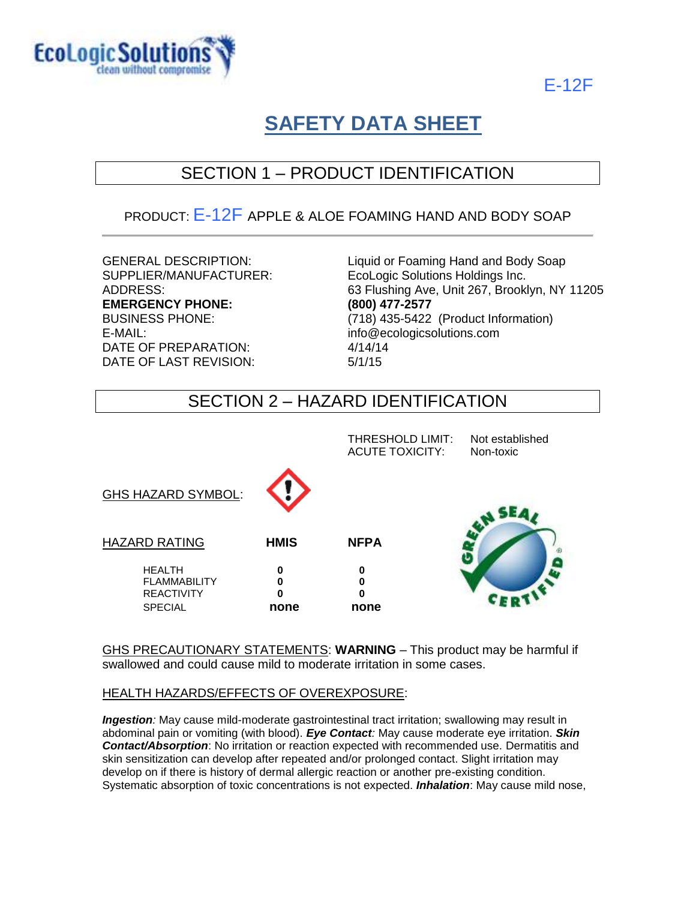E-12F

# SAFETY DATA SHEET

## SECTION 1 – PRODUCT IDENTIFICATION

PRODUCT: E-12F APPLE & ALOE FOAMING HAND AND BODY SOAP

| | |
|---|---|
| GENERAL DESCRIPTION: | Liquid or Foaming Hand and Body Soap |
| SUPPLIER/MANUFACTURER: | EcoLogic Solutions Holdings Inc. |
| ADDRESS: | 63 Flushing Ave, Unit 267, Brooklyn, NY 11205 |
| **EMERGENCY PHONE:** | **(800) 477-2577** |
| BUSINESS PHONE: | (718) 435-5422 (Product Information) |
| E-MAIL: | info@ecologicsolutions.com |
| DATE OF PREPARATION: | 4/14/14 |
| DATE OF LAST REVISION: | 5/1/15 |

## SECTION 2 – HAZARD IDENTIFICATION

THRESHOLD LIMIT: Not established
ACUTE TOXICITY: Non-toxic

GHS HAZARD SYMBOL:

| HAZARD RATING | HMIS | NFPA |
|---|---|---|
| HEALTH | 0 | 0 |
| FLAMMABILITY | 0 | 0 |
| REACTIVITY | 0 | 0 |
| SPECIAL | none | none |

GHS PRECAUTIONARY STATEMENTS: **WARNING** – This product may be harmful if swallowed and could cause mild to moderate irritation in some cases.

HEALTH HAZARDS/EFFECTS OF OVEREXPOSURE:

***Ingestion****:* May cause mild-moderate gastrointestinal tract irritation; swallowing may result in abdominal pain or vomiting (with blood). ***Eye Contact****:* May cause moderate eye irritation. ***Skin Contact/Absorption***: No irritation or reaction expected with recommended use. Dermatitis and skin sensitization can develop after repeated and/or prolonged contact. Slight irritation may develop on if there is history of dermal allergic reaction or another pre-existing condition. Systematic absorption of toxic concentrations is not expected. ***Inhalation***: May cause mild nose,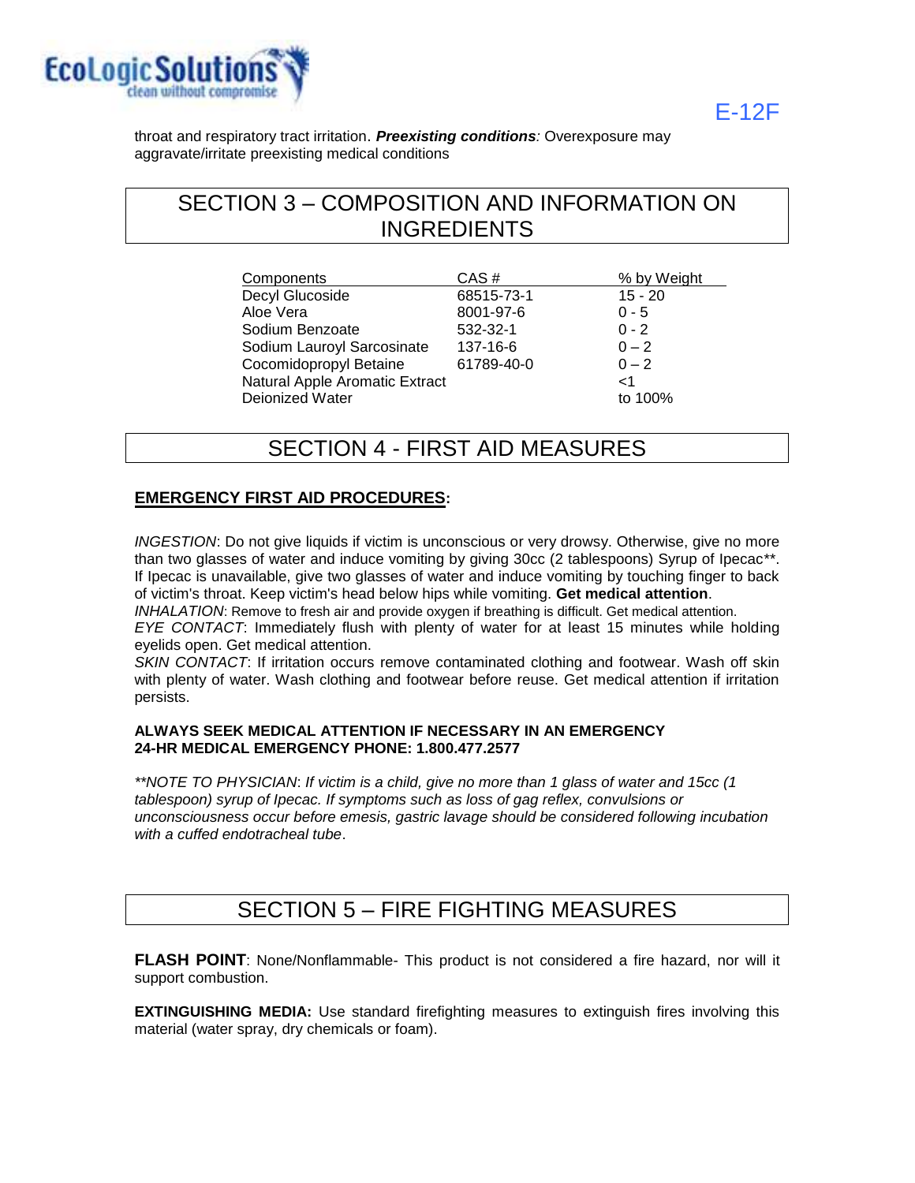throat and respiratory tract irritation. ***Preexisting conditions**:* Overexposure may aggravate/irritate preexisting medical conditions

## SECTION 3 – COMPOSITION AND INFORMATION ON INGREDIENTS

| Components | CAS # | % by Weight |
|---|---|---|
| Decyl Glucoside | 68515-73-1 | 15 - 20 |
| Aloe Vera | 8001-97-6 | 0 - 5 |
| Sodium Benzoate | 532-32-1 | 0 - 2 |
| Sodium Lauroyl Sarcosinate | 137-16-6 | 0 – 2 |
| Cocomidopropyl Betaine | 61789-40-0 | 0 – 2 |
| Natural Apple Aromatic Extract | | <1 |
| Deionized Water | | to 100% |

## SECTION 4 - FIRST AID MEASURES

**EMERGENCY FIRST AID PROCEDURES:**

*INGESTION*: Do not give liquids if victim is unconscious or very drowsy. Otherwise, give no more than two glasses of water and induce vomiting by giving 30cc (2 tablespoons) Syrup of Ipecac**. If Ipecac is unavailable, give two glasses of water and induce vomiting by touching finger to back of victim's throat. Keep victim's head below hips while vomiting. **Get medical attention**.

*INHALATION*: Remove to fresh air and provide oxygen if breathing is difficult. Get medical attention.

*EYE CONTACT*: Immediately flush with plenty of water for at least 15 minutes while holding eyelids open. Get medical attention.

*SKIN CONTACT*: If irritation occurs remove contaminated clothing and footwear. Wash off skin with plenty of water. Wash clothing and footwear before reuse. Get medical attention if irritation persists.

**ALWAYS SEEK MEDICAL ATTENTION IF NECESSARY IN AN EMERGENCY**
**24-HR MEDICAL EMERGENCY PHONE: 1.800.477.2577**

*\*\*NOTE TO PHYSICIAN: If victim is a child, give no more than 1 glass of water and 15cc (1 tablespoon) syrup of Ipecac. If symptoms such as loss of gag reflex, convulsions or unconsciousness occur before emesis, gastric lavage should be considered following incubation with a cuffed endotracheal tube*.

## SECTION 5 – FIRE FIGHTING MEASURES

**FLASH POINT**: None/Nonflammable- This product is not considered a fire hazard, nor will it support combustion.

**EXTINGUISHING MEDIA:** Use standard firefighting measures to extinguish fires involving this material (water spray, dry chemicals or foam).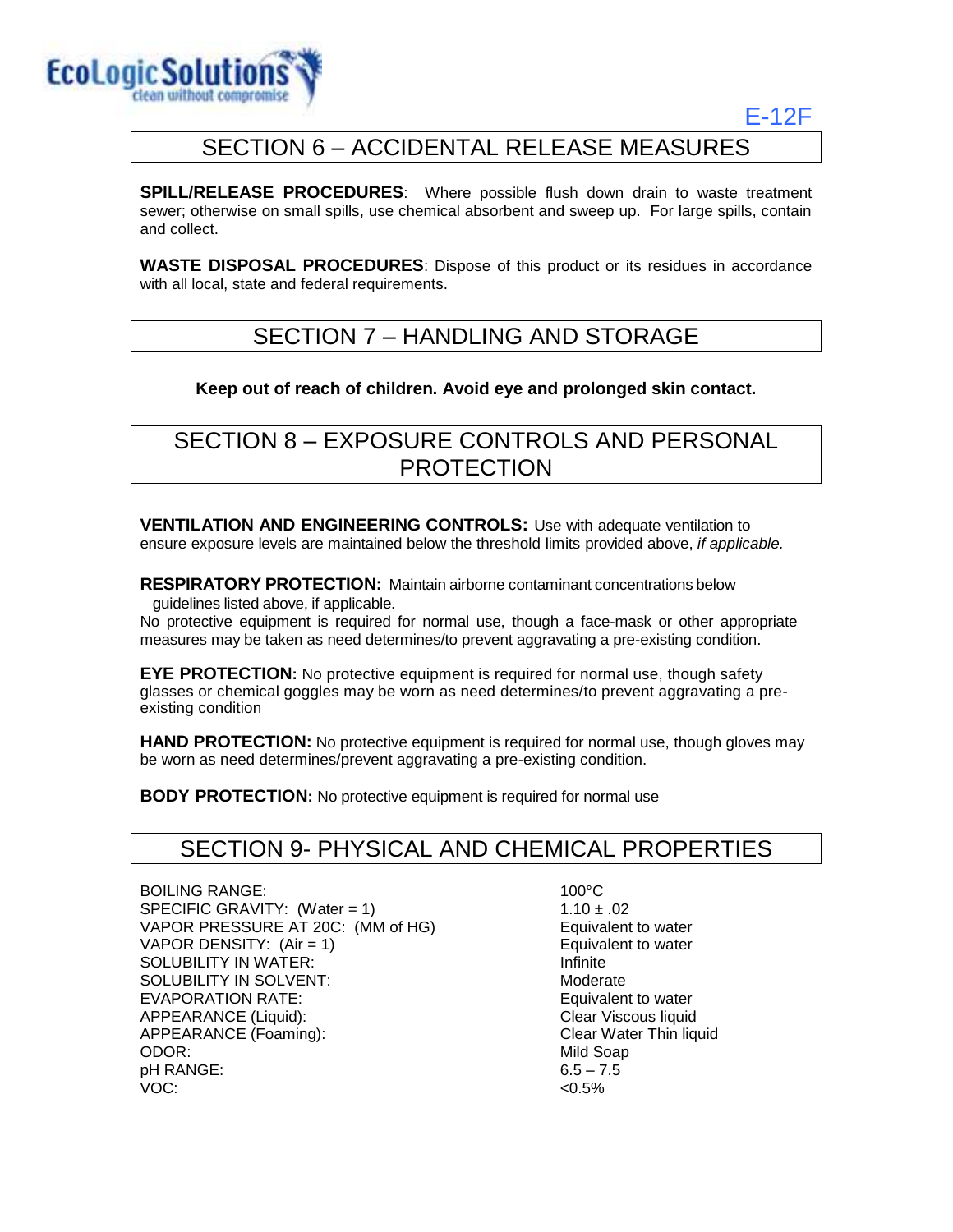## SECTION 6 – ACCIDENTAL RELEASE MEASURES

**SPILL/RELEASE PROCEDURES**: Where possible flush down drain to waste treatment sewer; otherwise on small spills, use chemical absorbent and sweep up. For large spills, contain and collect.

**WASTE DISPOSAL PROCEDURES**: Dispose of this product or its residues in accordance with all local, state and federal requirements.

## SECTION 7 – HANDLING AND STORAGE

**Keep out of reach of children. Avoid eye and prolonged skin contact.**

## SECTION 8 – EXPOSURE CONTROLS AND PERSONAL PROTECTION

**VENTILATION AND ENGINEERING CONTROLS:** Use with adequate ventilation to ensure exposure levels are maintained below the threshold limits provided above, *if applicable.*

**RESPIRATORY PROTECTION:** Maintain airborne contaminant concentrations below guidelines listed above, if applicable.
No protective equipment is required for normal use, though a face-mask or other appropriate measures may be taken as need determines/to prevent aggravating a pre-existing condition.

**EYE PROTECTION:** No protective equipment is required for normal use, though safety glasses or chemical goggles may be worn as need determines/to prevent aggravating a pre-existing condition

**HAND PROTECTION:** No protective equipment is required for normal use, though gloves may be worn as need determines/prevent aggravating a pre-existing condition.

**BODY PROTECTION:** No protective equipment is required for normal use

## SECTION 9- PHYSICAL AND CHEMICAL PROPERTIES

| | |
|---|---|
| BOILING RANGE: | 100°C |
| SPECIFIC GRAVITY: (Water = 1) | 1.10 ± .02 |
| VAPOR PRESSURE AT 20C: (MM of HG) | Equivalent to water |
| VAPOR DENSITY: (Air = 1) | Equivalent to water |
| SOLUBILITY IN WATER: | Infinite |
| SOLUBILITY IN SOLVENT: | Moderate |
| EVAPORATION RATE: | Equivalent to water |
| APPEARANCE (Liquid): | Clear Viscous liquid |
| APPEARANCE (Foaming): | Clear Water Thin liquid |
| ODOR: | Mild Soap |
| pH RANGE: | 6.5 – 7.5 |
| VOC: | <0.5% |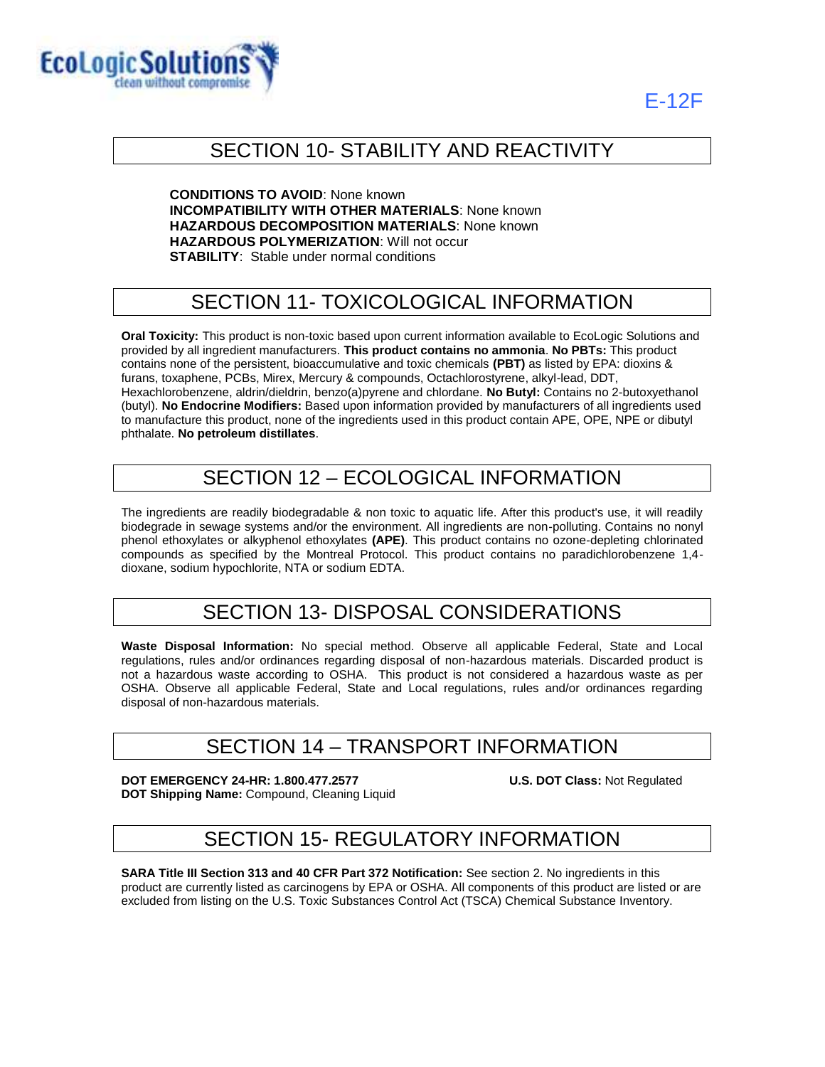## SECTION 10- STABILITY AND REACTIVITY

**CONDITIONS TO AVOID**: None known
**INCOMPATIBILITY WITH OTHER MATERIALS**: None known
**HAZARDOUS DECOMPOSITION MATERIALS**: None known
**HAZARDOUS POLYMERIZATION**: Will not occur
**STABILITY**: Stable under normal conditions

## SECTION 11- TOXICOLOGICAL INFORMATION

**Oral Toxicity:** This product is non-toxic based upon current information available to EcoLogic Solutions and provided by all ingredient manufacturers. **This product contains no ammonia**. **No PBTs:** This product contains none of the persistent, bioaccumulative and toxic chemicals **(PBT)** as listed by EPA: dioxins & furans, toxaphene, PCBs, Mirex, Mercury & compounds, Octachlorostyrene, alkyl-lead, DDT, Hexachlorobenzene, aldrin/dieldrin, benzo(a)pyrene and chlordane. **No Butyl:** Contains no 2-butoxyethanol (butyl). **No Endocrine Modifiers:** Based upon information provided by manufacturers of all ingredients used to manufacture this product, none of the ingredients used in this product contain APE, OPE, NPE or dibutyl phthalate. **No petroleum distillates**.

## SECTION 12 – ECOLOGICAL INFORMATION

The ingredients are readily biodegradable & non toxic to aquatic life. After this product's use, it will readily biodegrade in sewage systems and/or the environment. All ingredients are non-polluting. Contains no nonyl phenol ethoxylates or alkyphenol ethoxylates **(APE)**. This product contains no ozone-depleting chlorinated compounds as specified by the Montreal Protocol. This product contains no paradichlorobenzene 1,4-dioxane, sodium hypochlorite, NTA or sodium EDTA.

## SECTION 13- DISPOSAL CONSIDERATIONS

**Waste Disposal Information:** No special method. Observe all applicable Federal, State and Local regulations, rules and/or ordinances regarding disposal of non-hazardous materials. Discarded product is not a hazardous waste according to OSHA. This product is not considered a hazardous waste as per OSHA. Observe all applicable Federal, State and Local regulations, rules and/or ordinances regarding disposal of non-hazardous materials.

## SECTION 14 – TRANSPORT INFORMATION

**DOT EMERGENCY 24-HR: 1.800.477.2577**
**DOT Shipping Name:** Compound, Cleaning Liquid
**U.S. DOT Class:** Not Regulated

## SECTION 15- REGULATORY INFORMATION

**SARA Title III Section 313 and 40 CFR Part 372 Notification:** See section 2. No ingredients in this product are currently listed as carcinogens by EPA or OSHA. All components of this product are listed or are excluded from listing on the U.S. Toxic Substances Control Act (TSCA) Chemical Substance Inventory.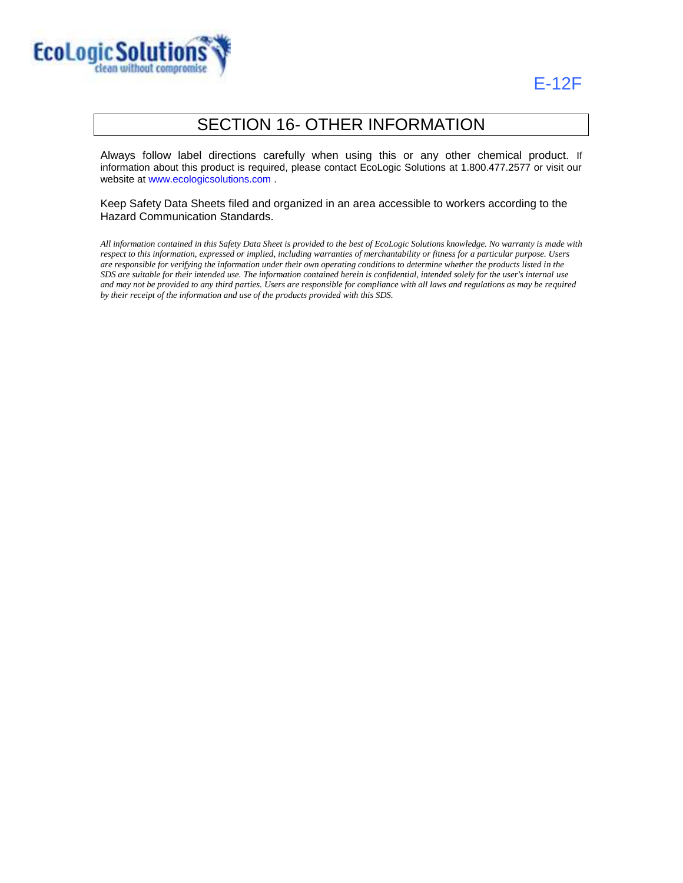E-12F

## SECTION 16- OTHER INFORMATION

Always follow label directions carefully when using this or any other chemical product. If information about this product is required, please contact EcoLogic Solutions at 1.800.477.2577 or visit our website at www.ecologicsolutions.com .

Keep Safety Data Sheets filed and organized in an area accessible to workers according to the Hazard Communication Standards.

*All information contained in this Safety Data Sheet is provided to the best of EcoLogic Solutions knowledge. No warranty is made with respect to this information, expressed or implied, including warranties of merchantability or fitness for a particular purpose. Users are responsible for verifying the information under their own operating conditions to determine whether the products listed in the SDS are suitable for their intended use. The information contained herein is confidential, intended solely for the user's internal use and may not be provided to any third parties. Users are responsible for compliance with all laws and regulations as may be required by their receipt of the information and use of the products provided with this SDS.*